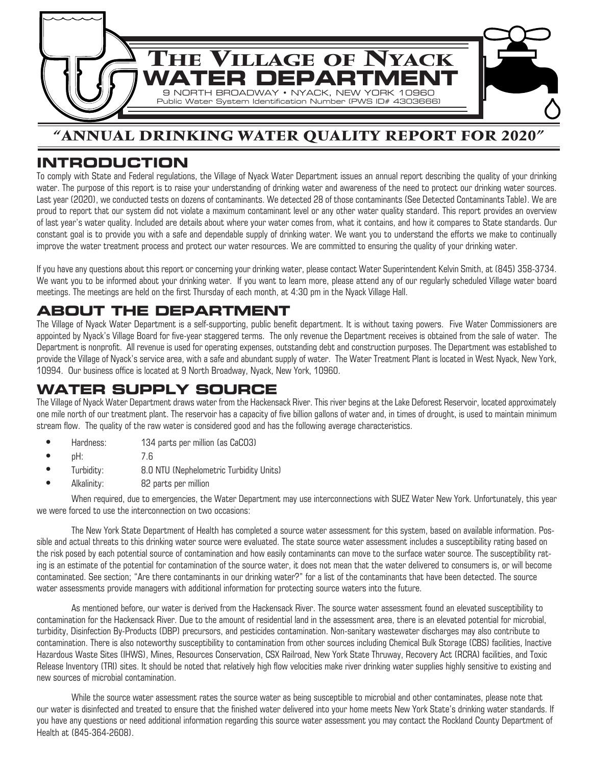# The Village of Nyack Water Department

9 NORTH BROADWAY • NYACK, NEW YORK 10960

Public Water System Identification Number (PWS ID# 4303666)

## "ANNUAL DRINKING WATER QUALITY REPORT FOR 2020"

## INTRODUCTION

To comply with State and Federal regulations, the Village of Nyack Water Department issues an annual report describing the quality of your drinking water. The purpose of this report is to raise your understanding of drinking water and awareness of the need to protect our drinking water sources. Last year (2020), we conducted tests on dozens of contaminants. We detected 28 of those contaminants (See Detected Contaminants Table). We are proud to report that our system did not violate a maximum contaminant level or any other water quality standard. This report provides an overview of last year's water quality. Included are details about where your water comes from, what it contains, and how it compares to State standards. Our constant goal is to provide you with a safe and dependable supply of drinking water. We want you to understand the efforts we make to continually improve the water treatment process and protect our water resources. We are committed to ensuring the quality of your drinking water.

If you have any questions about this report or concerning your drinking water, please contact Water Superintendent Kelvin Smith, at (845) 358-3734. We want you to be informed about your drinking water. If you want to learn more, please attend any of our regularly scheduled Village water board meetings. The meetings are held on the first Thursday of each month, at 4:30 pm in the Nyack Village Hall.

## ABOUT THE DEPARTMENT

The Village of Nyack Water Department is a self-supporting, public benefit department. It is without taxing powers. Five Water Commissioners are appointed by Nyack's Village Board for five-year staggered terms. The only revenue the Department receives is obtained from the sale of water. The Department is nonprofit. All revenue is used for operating expenses, outstanding debt and construction purposes. The Department was established to provide the Village of Nyack's service area, with a safe and abundant supply of water. The Water Treatment Plant is located in West Nyack, New York, 10994. Our business office is located at 9 North Broadway, Nyack, New York, 10960.

## WATER SUPPLY SOURCE

The Village of Nyack Water Department draws water from the Hackensack River. This river begins at the Lake Deforest Reservoir, located approximately one mile north of our treatment plant. The reservoir has a capacity of five billion gallons of water and, in times of drought, is used to maintain minimum stream flow. The quality of the raw water is considered good and has the following average characteristics.

- Hardness: 134 parts per million (as $CaCO_3$)
- pH: 7.6
- Turbidity: 8.0 NTU (Nephelometric Turbidity Units)
- Alkalinity: 82 parts per million

When required, due to emergencies, the Water Department may use interconnections with SUEZ Water New York. Unfortunately, this year we were forced to use the interconnection on two occasions:

The New York State Department of Health has completed a source water assessment for this system, based on available information. Possible and actual threats to this drinking water source were evaluated. The state source water assessment includes a susceptibility rating based on the risk posed by each potential source of contamination and how easily contaminants can move to the surface water source. The susceptibility rating is an estimate of the potential for contamination of the source water, it does not mean that the water delivered to consumers is, or will become contaminated. See section; "Are there contaminants in our drinking water?" for a list of the contaminants that have been detected. The source water assessments provide managers with additional information for protecting source waters into the future.

As mentioned before, our water is derived from the Hackensack River. The source water assessment found an elevated susceptibility to contamination for the Hackensack River. Due to the amount of residential land in the assessment area, there is an elevated potential for microbial, turbidity, Disinfection By-Products (DBP) precursors, and pesticides contamination. Non-sanitary wastewater discharges may also contribute to contamination. There is also noteworthy susceptibility to contamination from other sources including Chemical Bulk Storage (CBS) facilities, Inactive Hazardous Waste Sites (IHWS), Mines, Resources Conservation, CSX Railroad, New York State Thruway, Recovery Act (RCRA) facilities, and Toxic Release Inventory (TRI) sites. It should be noted that relatively high flow velocities make river drinking water supplies highly sensitive to existing and new sources of microbial contamination.

While the source water assessment rates the source water as being susceptible to microbial and other contaminates, please note that our water is disinfected and treated to ensure that the finished water delivered into your home meets New York State's drinking water standards. If you have any questions or need additional information regarding this source water assessment you may contact the Rockland County Department of Health at (845-364-2608).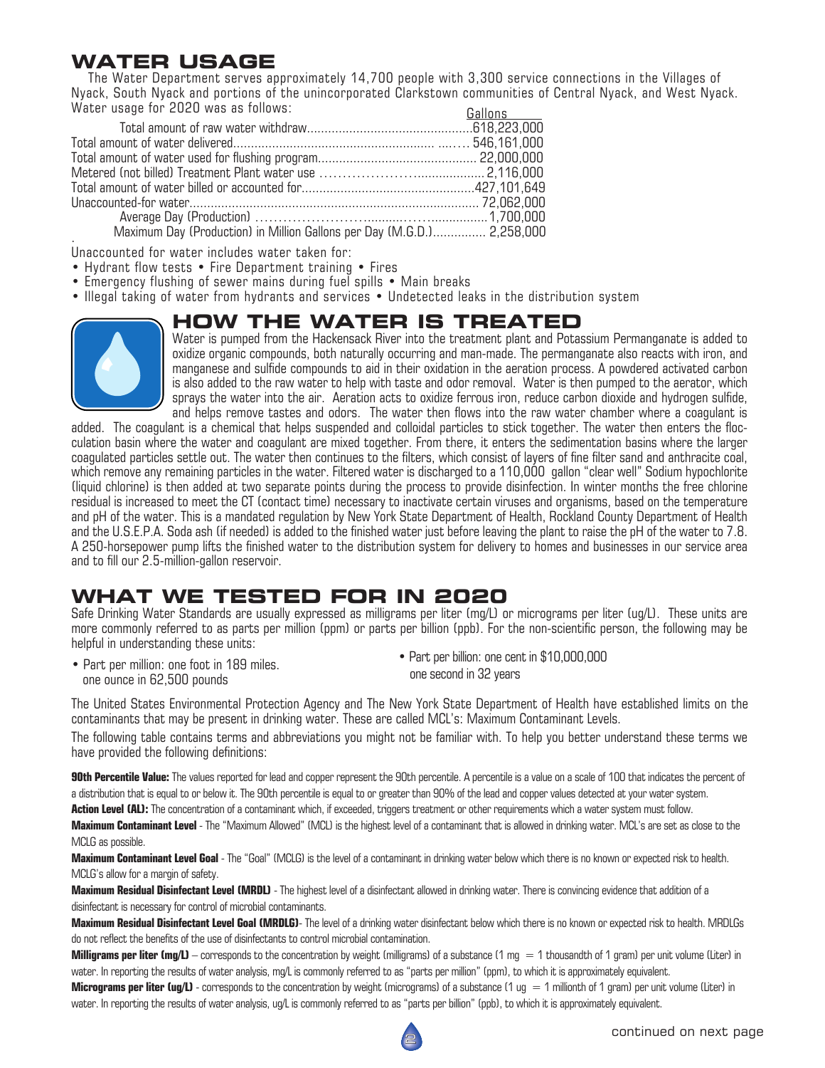## WATER USAGE

The Water Department serves approximately 14,700 people with 3,300 service connections in the Villages of Nyack, South Nyack and portions of the unincorporated Clarkstown communities of Central Nyack, and West Nyack. Water usage for 2020 was as follows:

| | Gallons |
|---|---|
| Total amount of raw water withdraw | 618,223,000 |
| Total amount of water delivered | 546,161,000 |
| Total amount of water used for flushing program | 22,000,000 |
| Metered (not billed) Treatment Plant water use | 2,116,000 |
| Total amount of water billed or accounted for | 427,101,649 |
| Unaccounted-for water | 72,062,000 |
| Average Day (Production) | 1,700,000 |
| Maximum Day (Production) in Million Gallons per Day (M.G.D.) | 2,258,000 |

Unaccounted for water includes water taken for:

- Hydrant flow tests • Fire Department training • Fires
- Emergency flushing of sewer mains during fuel spills • Main breaks
- Illegal taking of water from hydrants and services • Undetected leaks in the distribution system

## HOW THE WATER IS TREATED

Water is pumped from the Hackensack River into the treatment plant and Potassium Permanganate is added to oxidize organic compounds, both naturally occurring and man-made. The permanganate also reacts with iron, and manganese and sulfide compounds to aid in their oxidation in the aeration process. A powdered activated carbon is also added to the raw water to help with taste and odor removal. Water is then pumped to the aerator, which sprays the water into the air. Aeration acts to oxidize ferrous iron, reduce carbon dioxide and hydrogen sulfide, and helps remove tastes and odors. The water then flows into the raw water chamber where a coagulant is added. The coagulant is a chemical that helps suspended and colloidal particles to stick together. The water then enters the flocculation basin where the water and coagulant are mixed together. From there, it enters the sedimentation basins where the larger coagulated particles settle out. The water then continues to the filters, which consist of layers of fine filter sand and anthracite coal, which remove any remaining particles in the water. Filtered water is discharged to a 110,000 gallon "clear well" Sodium hypochlorite (liquid chlorine) is then added at two separate points during the process to provide disinfection. In winter months the free chlorine residual is increased to meet the CT (contact time) necessary to inactivate certain viruses and organisms, based on the temperature and pH of the water. This is a mandated regulation by New York State Department of Health, Rockland County Department of Health and the U.S.E.P.A. Soda ash (if needed) is added to the finished water just before leaving the plant to raise the pH of the water to 7.8. A 250-horsepower pump lifts the finished water to the distribution system for delivery to homes and businesses in our service area and to fill our 2.5-million-gallon reservoir.

## WHAT WE TESTED FOR IN 2020

Safe Drinking Water Standards are usually expressed as milligrams per liter (mg/L) or micrograms per liter (ug/L). These units are more commonly referred to as parts per million (ppm) or parts per billion (ppb). For the non-scientific person, the following may be helpful in understanding these units:

- Part per million: one foot in 189 miles.
  one ounce in 62,500 pounds
- Part per billion: one cent in $10,000,000
  one second in 32 years

The United States Environmental Protection Agency and The New York State Department of Health have established limits on the contaminants that may be present in drinking water. These are called MCL's: Maximum Contaminant Levels.

The following table contains terms and abbreviations you might not be familiar with. To help you better understand these terms we have provided the following definitions:

**90th Percentile Value:** The values reported for lead and copper represent the 90th percentile. A percentile is a value on a scale of 100 that indicates the percent of a distribution that is equal to or below it. The 90th percentile is equal to or greater than 90% of the lead and copper values detected at your water system.

**Action Level (AL):** The concentration of a contaminant which, if exceeded, triggers treatment or other requirements which a water system must follow.

**Maximum Contaminant Level** - The "Maximum Allowed" (MCL) is the highest level of a contaminant that is allowed in drinking water. MCL's are set as close to the MCLG as possible.

**Maximum Contaminant Level Goal** - The "Goal" (MCLG) is the level of a contaminant in drinking water below which there is no known or expected risk to health. MCLG's allow for a margin of safety.

**Maximum Residual Disinfectant Level (MRDL)** - The highest level of a disinfectant allowed in drinking water. There is convincing evidence that addition of a disinfectant is necessary for control of microbial contaminants.

**Maximum Residual Disinfectant Level Goal (MRDLG)**- The level of a drinking water disinfectant below which there is no known or expected risk to health. MRDLGs do not reflect the benefits of the use of disinfectants to control microbial contamination.

**Milligrams per liter (mg/L)** – corresponds to the concentration by weight (milligrams) of a substance (1 mg = 1 thousandth of 1 gram) per unit volume (Liter) in water. In reporting the results of water analysis, mg/L is commonly referred to as "parts per million" (ppm), to which it is approximately equivalent.

**Micrograms per liter (ug/L)** - corresponds to the concentration by weight (micrograms) of a substance (1 ug = 1 millionth of 1 gram) per unit volume (Liter) in water. In reporting the results of water analysis, ug/L is commonly referred to as "parts per billion" (ppb), to which it is approximately equivalent.

continued on next page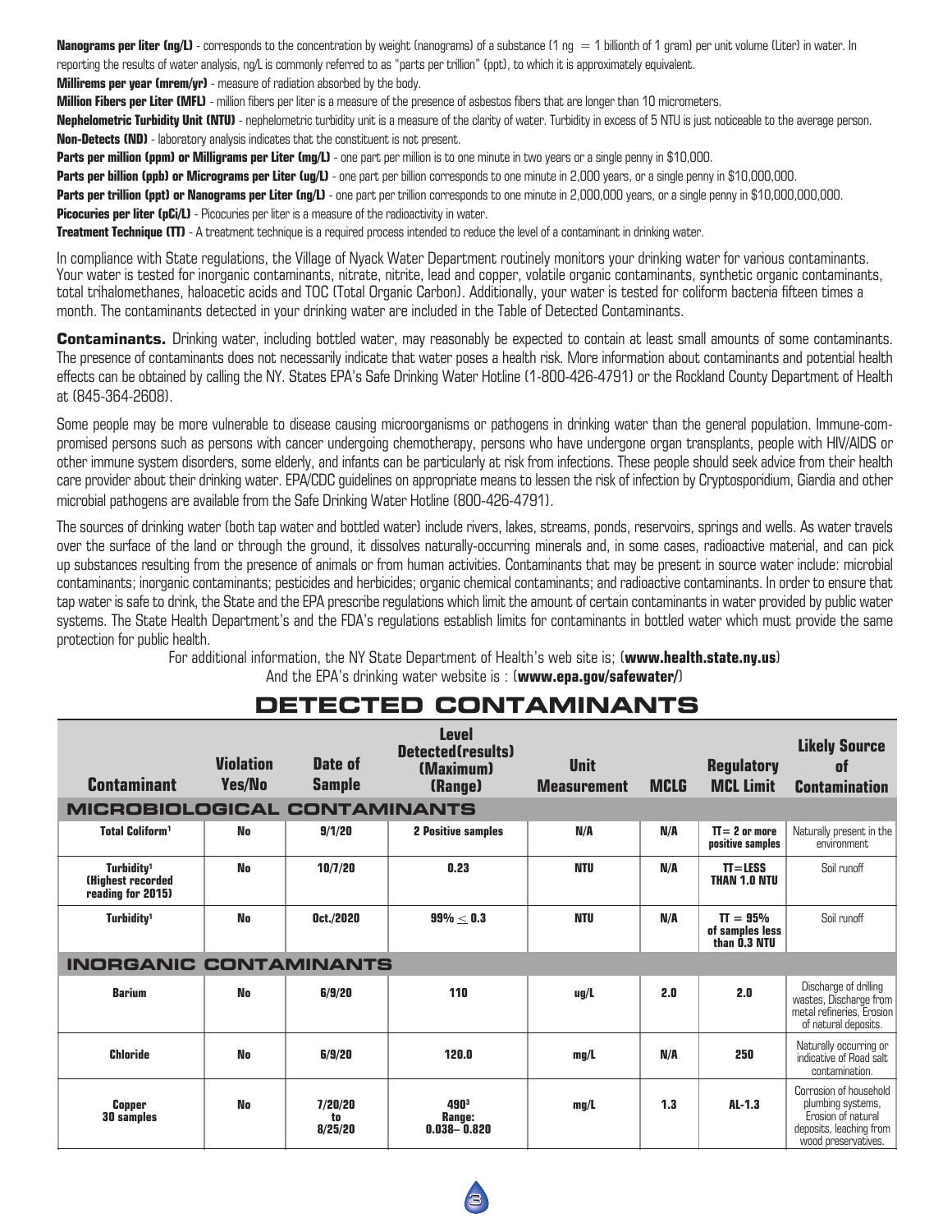**Nanograms per liter (ng/L)** - corresponds to the concentration by weight (nanograms) of a substance (1 ng = 1 billionth of 1 gram) per unit volume (Liter) in water. In reporting the results of water analysis, ng/L is commonly referred to as "parts per trillion" (ppt), to which it is approximately equivalent.

**Millirems per year (mrem/yr)** - measure of radiation absorbed by the body.

**Million Fibers per Liter (MFL)** - million fibers per liter is a measure of the presence of asbestos fibers that are longer than 10 micrometers.

**Nephelometric Turbidity Unit (NTU)** - nephelometric turbidity unit is a measure of the clarity of water. Turbidity in excess of 5 NTU is just noticeable to the average person.

**Non-Detects (ND)** - laboratory analysis indicates that the constituent is not present.

**Parts per million (ppm) or Milligrams per Liter (mg/L)** - one part per million is to one minute in two years or a single penny in $10,000.

**Parts per billion (ppb) or Micrograms per Liter (ug/L)** - one part per billion corresponds to one minute in 2,000 years, or a single penny in $10,000,000.

**Parts per trillion (ppt) or Nanograms per Liter (ng/L)** - one part per trillion corresponds to one minute in 2,000,000 years, or a single penny in $10,000,000,000.

**Picocuries per liter (pCi/L)** - Picocuries per liter is a measure of the radioactivity in water.

**Treatment Technique (TT)** - A treatment technique is a required process intended to reduce the level of a contaminant in drinking water.

In compliance with State regulations, the Village of Nyack Water Department routinely monitors your drinking water for various contaminants. Your water is tested for inorganic contaminants, nitrate, nitrite, lead and copper, volatile organic contaminants, synthetic organic contaminants, total trihalomethanes, haloacetic acids and TOC (Total Organic Carbon). Additionally, your water is tested for coliform bacteria fifteen times a month. The contaminants detected in your drinking water are included in the Table of Detected Contaminants.

**Contaminants.** Drinking water, including bottled water, may reasonably be expected to contain at least small amounts of some contaminants. The presence of contaminants does not necessarily indicate that water poses a health risk. More information about contaminants and potential health effects can be obtained by calling the NY. States EPA's Safe Drinking Water Hotline (1-800-426-4791) or the Rockland County Department of Health at (845-364-2608).

Some people may be more vulnerable to disease causing microorganisms or pathogens in drinking water than the general population. Immune-compromised persons such as persons with cancer undergoing chemotherapy, persons who have undergone organ transplants, people with HIV/AIDS or other immune system disorders, some elderly, and infants can be particularly at risk from infections. These people should seek advice from their health care provider about their drinking water. EPA/CDC guidelines on appropriate means to lessen the risk of infection by Cryptosporidium, Giardia and other microbial pathogens are available from the Safe Drinking Water Hotline (800-426-4791).

The sources of drinking water (both tap water and bottled water) include rivers, lakes, streams, ponds, reservoirs, springs and wells. As water travels over the surface of the land or through the ground, it dissolves naturally-occurring minerals and, in some cases, radioactive material, and can pick up substances resulting from the presence of animals or from human activities. Contaminants that may be present in source water include: microbial contaminants; inorganic contaminants; pesticides and herbicides; organic chemical contaminants; and radioactive contaminants. In order to ensure that tap water is safe to drink, the State and the EPA prescribe regulations which limit the amount of certain contaminants in water provided by public water systems. The State Health Department's and the FDA's regulations establish limits for contaminants in bottled water which must provide the same protection for public health.

For additional information, the NY State Department of Health's web site is; (**www.health.state.ny.us**)
And the EPA's drinking water website is : (**www.epa.gov/safewater/**)

# DETECTED CONTAMINANTS

| Contaminant | Violation Yes/No | Date of Sample | Level Detected(results) (Maximum) (Range) | Unit Measurement | MCLG | Regulatory MCL Limit | Likely Source of Contamination |
|---|---|---|---|---|---|---|---|
| **MICROBIOLOGICAL CONTAMINANTS** | | | | | | | |
| Total Coliform[1] | No | 9/1/20 | 2 Positive samples | N/A | N/A | TT= 2 or more positive samples | Naturally present in the environment |
| Turbidity[1] (Highest recorded reading for 2015) | No | 10/7/20 | 0.23 | NTU | N/A | TT=LESS THAN 1.0 NTU | Soil runoff |
| Turbidity[1] | No | Oct./2020 | 99% ≤ 0.3 | NTU | N/A | TT = 95% of samples less than 0.3 NTU | Soil runoff |
| **INORGANIC CONTAMINANTS** | | | | | | | |
| Barium | No | 6/9/20 | 110 | ug/L | 2.0 | 2.0 | Discharge of drilling wastes, Discharge from metal refineries, Erosion of natural deposits. |
| Chloride | No | 6/9/20 | 120.0 | mg/L | N/A | 250 | Naturally occurring or indicative of Road salt contamination. |
| Copper 30 samples | No | 7/20/20 to 8/25/20 | 490[3] Range: 0.038– 0.820 | mg/L | 1.3 | AL-1.3 | Corrosion of household plumbing systems, Erosion of natural deposits, leaching from wood preservatives. |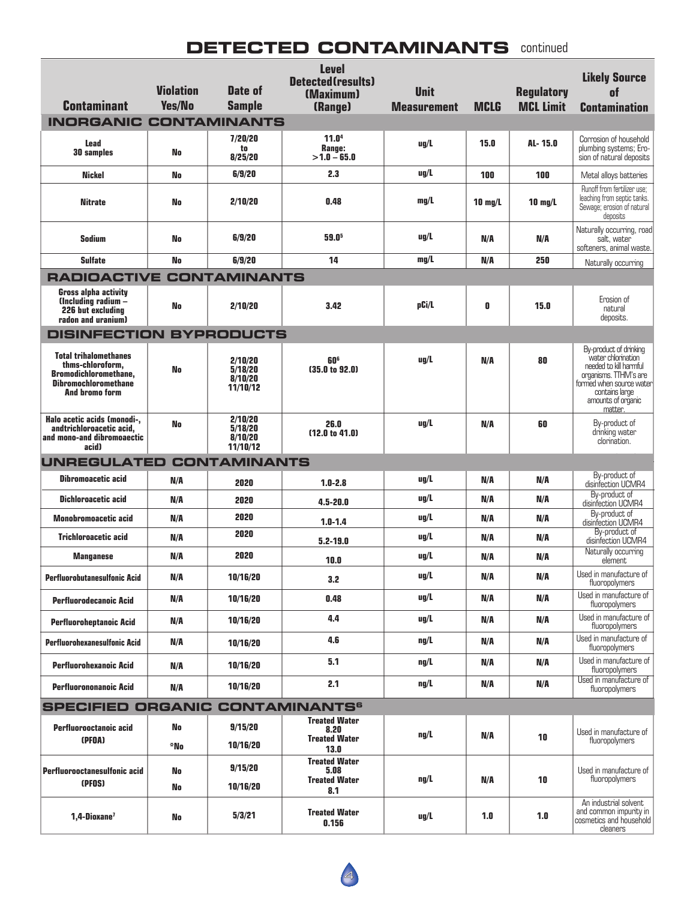# DETECTED CONTAMINANTS continued

| Contaminant | Violation Yes/No | Date of Sample | Level Detected(results) (Maximum) (Range) | Unit Measurement | MCLG | Regulatory MCL Limit | Likely Source of Contamination |
|---|---|---|---|---|---|---|---|
| **INORGANIC CONTAMINANTS** | | | | | | | |
| Lead 30 samples | No | 7/20/20 to 8/25/20 | 11.0[4] Range: >1.0 – 65.0 | ug/L | 15.0 | AL- 15.0 | Corrosion of household plumbing systems; Erosion of natural deposits |
| Nickel | No | 6/9/20 | 2.3 | ug/L | 100 | 100 | Metal alloys batteries |
| Nitrate | No | 2/10/20 | 0.48 | mg/L | 10 mg/L | 10 mg/L | Runoff from fertilizer use; leaching from septic tanks. Sewage; erosion of natural deposits |
| Sodium | No | 6/9/20 | 59.0[5] | ug/L | N/A | N/A | Naturally occurring, road salt, water softeners, animal waste. |
| Sulfate | No | 6/9/20 | 14 | mg/L | N/A | 250 | Naturally occurring |
| **RADIOACTIVE CONTAMINANTS** | | | | | | | |
| Gross alpha activity (Including radium – 226 but excluding radon and uranium) | No | 2/10/20 | 3.42 | pCi/L | 0 | 15.0 | Erosion of natural deposits. |
| **DISINFECTION BYPRODUCTS** | | | | | | | |
| Total trihalomethanes thms-chloroform, Bromodichloromethane, Dibromochloromethane And bromo form | No | 2/10/20 5/18/20 8/10/20 11/10/12 | 60[6] (35.0 to 92.0) | ug/L | N/A | 80 | By-product of drinking water chlorination needed to kill harmful organisms. TTHM's are formed when source water contains large amounts of organic matter. |
| Halo acetic acids (monodi-, andtrichloroacetic acid, and mono-and dibromoaectic acid) | No | 2/10/20 5/18/20 8/10/20 11/10/12 | 26.0 (12.0 to 41.0) | ug/L | N/A | 60 | By-product of drinking water clorination. |
| **UNREGULATED CONTAMINANTS** | | | | | | | |
| Dibromoacetic acid | N/A | 2020 | 1.0-2.8 | ug/L | N/A | N/A | By-product of disinfection UCMR4 |
| Dichloroacetic acid | N/A | 2020 | 4.5-20.0 | ug/L | N/A | N/A | By-product of disinfection UCMR4 |
| Monobromoacetic acid | N/A | 2020 | 1.0-1.4 | ug/L | N/A | N/A | By-product of disinfection UCMR4 |
| Trichloroacetic acid | N/A | 2020 | 5.2-19.0 | ug/L | N/A | N/A | By-product of disinfection UCMR4 |
| Manganese | N/A | 2020 | 10.0 | ug/L | N/A | N/A | Naturally occurring element |
| Perfluorobutanesulfonic Acid | N/A | 10/16/20 | 3.2 | ug/L | N/A | N/A | Used in manufacture of fluoropolymers |
| Perfluorodecanoic Acid | N/A | 10/16/20 | 0.48 | ug/L | N/A | N/A | Used in manufacture of fluoropolymers |
| Perfluoroheptanoic Acid | N/A | 10/16/20 | 4.4 | ug/L | N/A | N/A | Used in manufacture of fluoropolymers |
| Perfluorohexanesulfonic Acid | N/A | 10/16/20 | 4.6 | ng/L | N/A | N/A | Used in manufacture of fluoropolymers |
| Perfluorohexanoic Acid | N/A | 10/16/20 | 5.1 | ng/L | N/A | N/A | Used in manufacture of fluoropolymers |
| Perfluorononanoic Acid | N/A | 10/16/20 | 2.1 | ng/L | N/A | N/A | Used in manufacture of fluoropolymers |
| **SPECIFIED ORGANIC CONTAMINANTS[6]** | | | | | | | |
| Perfluorooctanoic acid (PFOA) | No<br>*No | 9/15/20<br>10/16/20 | Treated Water 8.20<br>Treated Water 13.0 | ng/L | N/A | 10 | Used in manufacture of fluoropolymers |
| Perfluorooctanesulfonic acid (PFOS) | No<br>No | 9/15/20<br>10/16/20 | Treated Water 5.08<br>Treated Water 8.1 | ng/L | N/A | 10 | Used in manufacture of fluoropolymers |
| 1,4-Dioxane[7] | No | 5/3/21 | Treated Water 0.156 | ug/L | 1.0 | 1.0 | An industrial solvent and common impurity in cosmetics and household cleaners |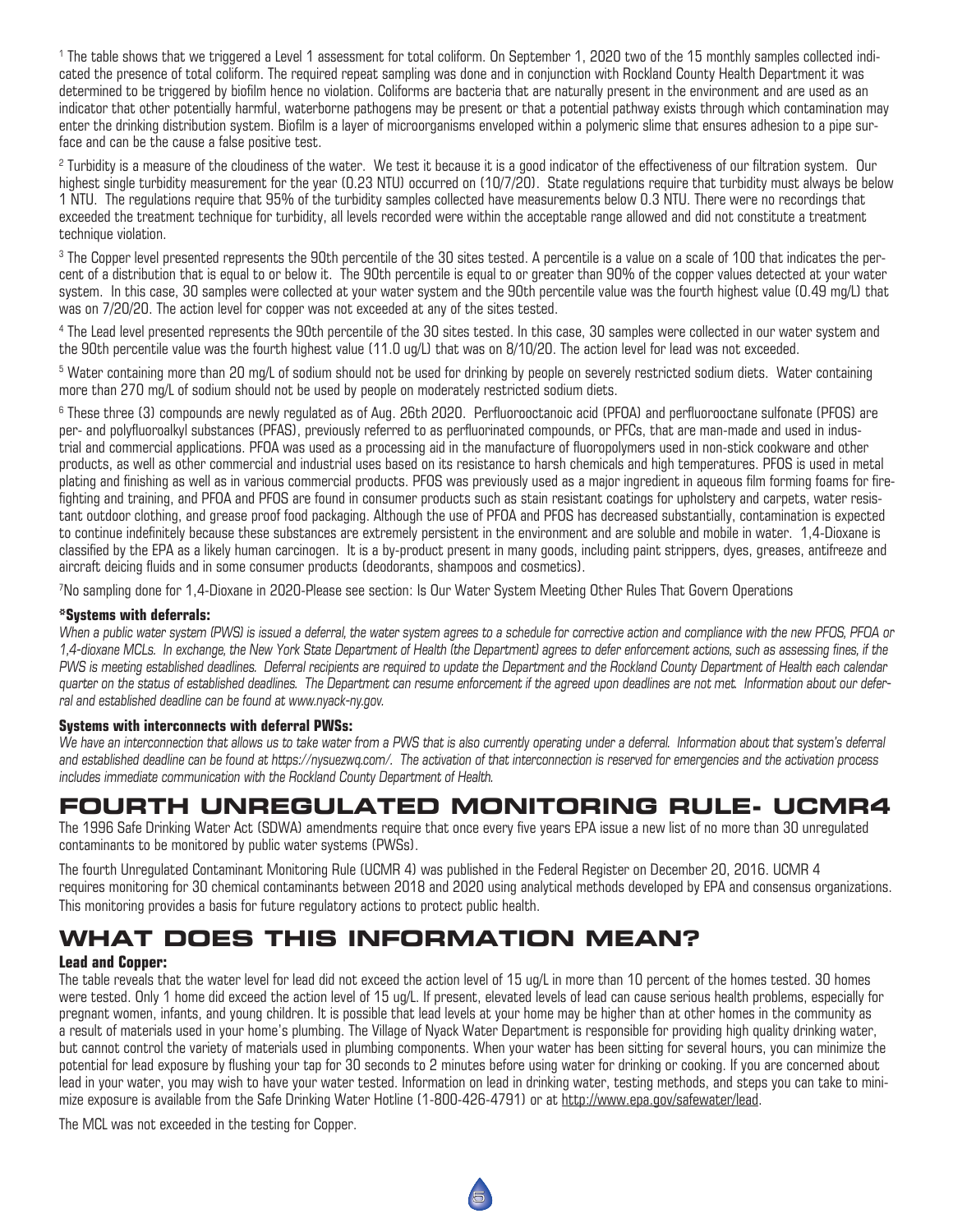[1] The table shows that we triggered a Level 1 assessment for total coliform. On September 1, 2020 two of the 15 monthly samples collected indicated the presence of total coliform. The required repeat sampling was done and in conjunction with Rockland County Health Department it was determined to be triggered by biofilm hence no violation. Coliforms are bacteria that are naturally present in the environment and are used as an indicator that other potentially harmful, waterborne pathogens may be present or that a potential pathway exists through which contamination may enter the drinking distribution system. Biofilm is a layer of microorganisms enveloped within a polymeric slime that ensures adhesion to a pipe surface and can be the cause a false positive test.

[2] Turbidity is a measure of the cloudiness of the water. We test it because it is a good indicator of the effectiveness of our filtration system. Our highest single turbidity measurement for the year (0.23 NTU) occurred on (10/7/20). State regulations require that turbidity must always be below 1 NTU. The regulations require that 95% of the turbidity samples collected have measurements below 0.3 NTU. There were no recordings that exceeded the treatment technique for turbidity, all levels recorded were within the acceptable range allowed and did not constitute a treatment technique violation.

[3] The Copper level presented represents the 90th percentile of the 30 sites tested. A percentile is a value on a scale of 100 that indicates the percent of a distribution that is equal to or below it. The 90th percentile is equal to or greater than 90% of the copper values detected at your water system. In this case, 30 samples were collected at your water system and the 90th percentile value was the fourth highest value (0.49 mg/L) that was on 7/20/20. The action level for copper was not exceeded at any of the sites tested.

[4] The Lead level presented represents the 90th percentile of the 30 sites tested. In this case, 30 samples were collected in our water system and the 90th percentile value was the fourth highest value (11.0 ug/L) that was on 8/10/20. The action level for lead was not exceeded.

[5] Water containing more than 20 mg/L of sodium should not be used for drinking by people on severely restricted sodium diets. Water containing more than 270 mg/L of sodium should not be used by people on moderately restricted sodium diets.

[6] These three (3) compounds are newly regulated as of Aug. 26th 2020. Perfluorooctanoic acid (PFOA) and perfluorooctane sulfonate (PFOS) are per- and polyfluoroalkyl substances (PFAS), previously referred to as perfluorinated compounds, or PFCs, that are man-made and used in industrial and commercial applications. PFOA was used as a processing aid in the manufacture of fluoropolymers used in non-stick cookware and other products, as well as other commercial and industrial uses based on its resistance to harsh chemicals and high temperatures. PFOS is used in metal plating and finishing as well as in various commercial products. PFOS was previously used as a major ingredient in aqueous film forming foams for firefighting and training, and PFOA and PFOS are found in consumer products such as stain resistant coatings for upholstery and carpets, water resistant outdoor clothing, and grease proof food packaging. Although the use of PFOA and PFOS has decreased substantially, contamination is expected to continue indefinitely because these substances are extremely persistent in the environment and are soluble and mobile in water. 1,4-Dioxane is classified by the EPA as a likely human carcinogen. It is a by-product present in many goods, including paint strippers, dyes, greases, antifreeze and aircraft deicing fluids and in some consumer products (deodorants, shampoos and cosmetics).

[7] No sampling done for 1,4-Dioxane in 2020-Please see section: Is Our Water System Meeting Other Rules That Govern Operations

**\*Systems with deferrals:**

*When a public water system (PWS) is issued a deferral, the water system agrees to a schedule for corrective action and compliance with the new PFOS, PFOA or 1,4-dioxane MCLs. In exchange, the New York State Department of Health (the Department) agrees to defer enforcement actions, such as assessing fines, if the PWS is meeting established deadlines. Deferral recipients are required to update the Department and the Rockland County Department of Health each calendar quarter on the status of established deadlines. The Department can resume enforcement if the agreed upon deadlines are not met. Information about our deferral and established deadline can be found at www.nyack-ny.gov.*

**Systems with interconnects with deferral PWSs:**

*We have an interconnection that allows us to take water from a PWS that is also currently operating under a deferral. Information about that system's deferral and established deadline can be found at https://nysuezwq.com/. The activation of that interconnection is reserved for emergencies and the activation process includes immediate communication with the Rockland County Department of Health.*

# FOURTH UNREGULATED MONITORING RULE- UCMR4

The 1996 Safe Drinking Water Act (SDWA) amendments require that once every five years EPA issue a new list of no more than 30 unregulated contaminants to be monitored by public water systems (PWSs).

The fourth Unregulated Contaminant Monitoring Rule (UCMR 4) was published in the Federal Register on December 20, 2016. UCMR 4 requires monitoring for 30 chemical contaminants between 2018 and 2020 using analytical methods developed by EPA and consensus organizations. This monitoring provides a basis for future regulatory actions to protect public health.

# WHAT DOES THIS INFORMATION MEAN?

**Lead and Copper:**

The table reveals that the water level for lead did not exceed the action level of 15 ug/L in more than 10 percent of the homes tested. 30 homes were tested. Only 1 home did exceed the action level of 15 ug/L. If present, elevated levels of lead can cause serious health problems, especially for pregnant women, infants, and young children. It is possible that lead levels at your home may be higher than at other homes in the community as a result of materials used in your home's plumbing. The Village of Nyack Water Department is responsible for providing high quality drinking water, but cannot control the variety of materials used in plumbing components. When your water has been sitting for several hours, you can minimize the potential for lead exposure by flushing your tap for 30 seconds to 2 minutes before using water for drinking or cooking. If you are concerned about lead in your water, you may wish to have your water tested. Information on lead in drinking water, testing methods, and steps you can take to minimize exposure is available from the Safe Drinking Water Hotline (1-800-426-4791) or at http://www.epa.gov/safewater/lead.

The MCL was not exceeded in the testing for Copper.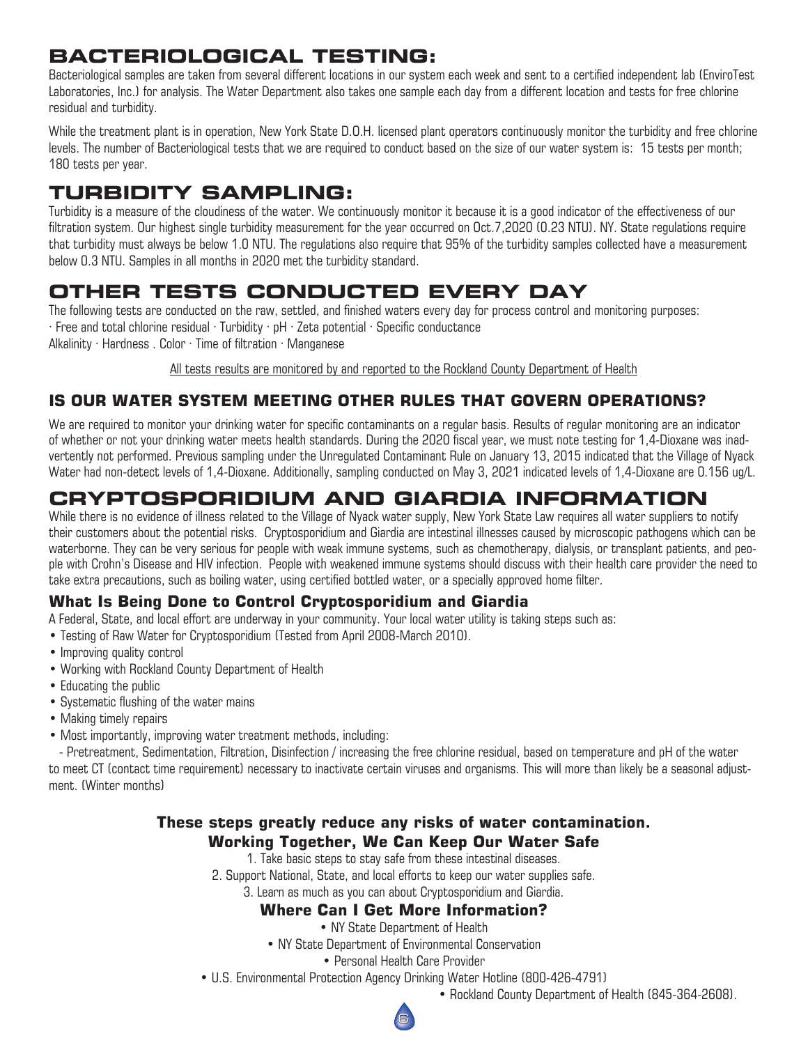## BACTERIOLOGICAL TESTING:

Bacteriological samples are taken from several different locations in our system each week and sent to a certified independent lab (EnviroTest Laboratories, Inc.) for analysis. The Water Department also takes one sample each day from a different location and tests for free chlorine residual and turbidity.

While the treatment plant is in operation, New York State D.O.H. licensed plant operators continuously monitor the turbidity and free chlorine levels. The number of Bacteriological tests that we are required to conduct based on the size of our water system is: 15 tests per month; 180 tests per year.

## TURBIDITY SAMPLING:

Turbidity is a measure of the cloudiness of the water. We continuously monitor it because it is a good indicator of the effectiveness of our filtration system. Our highest single turbidity measurement for the year occurred on Oct.7,2020 (0.23 NTU). NY. State regulations require that turbidity must always be below 1.0 NTU. The regulations also require that 95% of the turbidity samples collected have a measurement below 0.3 NTU. Samples in all months in 2020 met the turbidity standard.

## OTHER TESTS CONDUCTED EVERY DAY

The following tests are conducted on the raw, settled, and finished waters every day for process control and monitoring purposes:
· Free and total chlorine residual · Turbidity · pH · Zeta potential · Specific conductance
Alkalinity · Hardness . Color · Time of filtration · Manganese

All tests results are monitored by and reported to the Rockland County Department of Health

### IS OUR WATER SYSTEM MEETING OTHER RULES THAT GOVERN OPERATIONS?

We are required to monitor your drinking water for specific contaminants on a regular basis. Results of regular monitoring are an indicator of whether or not your drinking water meets health standards. During the 2020 fiscal year, we must note testing for 1,4-Dioxane was inadvertently not performed. Previous sampling under the Unregulated Contaminant Rule on January 13, 2015 indicated that the Village of Nyack Water had non-detect levels of 1,4-Dioxane. Additionally, sampling conducted on May 3, 2021 indicated levels of 1,4-Dioxane are 0.156 ug/L.

## CRYPTOSPORIDIUM AND GIARDIA INFORMATION

While there is no evidence of illness related to the Village of Nyack water supply, New York State Law requires all water suppliers to notify their customers about the potential risks. Cryptosporidium and Giardia are intestinal illnesses caused by microscopic pathogens which can be waterborne. They can be very serious for people with weak immune systems, such as chemotherapy, dialysis, or transplant patients, and people with Crohn's Disease and HIV infection. People with weakened immune systems should discuss with their health care provider the need to take extra precautions, such as boiling water, using certified bottled water, or a specially approved home filter.

### What Is Being Done to Control Cryptosporidium and Giardia

A Federal, State, and local effort are underway in your community. Your local water utility is taking steps such as:

- Testing of Raw Water for Cryptosporidium (Tested from April 2008-March 2010).
- Improving quality control
- Working with Rockland County Department of Health
- Educating the public
- Systematic flushing of the water mains
- Making timely repairs
- Most importantly, improving water treatment methods, including:

  - Pretreatment, Sedimentation, Filtration, Disinfection / increasing the free chlorine residual, based on temperature and pH of the water to meet CT (contact time requirement) necessary to inactivate certain viruses and organisms. This will more than likely be a seasonal adjustment. (Winter months)

**These steps greatly reduce any risks of water contamination.**

**Working Together, We Can Keep Our Water Safe**

1. Take basic steps to stay safe from these intestinal diseases.
2. Support National, State, and local efforts to keep our water supplies safe.
3. Learn as much as you can about Cryptosporidium and Giardia.

**Where Can I Get More Information?**

- NY State Department of Health
- NY State Department of Environmental Conservation
- Personal Health Care Provider
- U.S. Environmental Protection Agency Drinking Water Hotline (800-426-4791)
- Rockland County Department of Health (845-364-2608).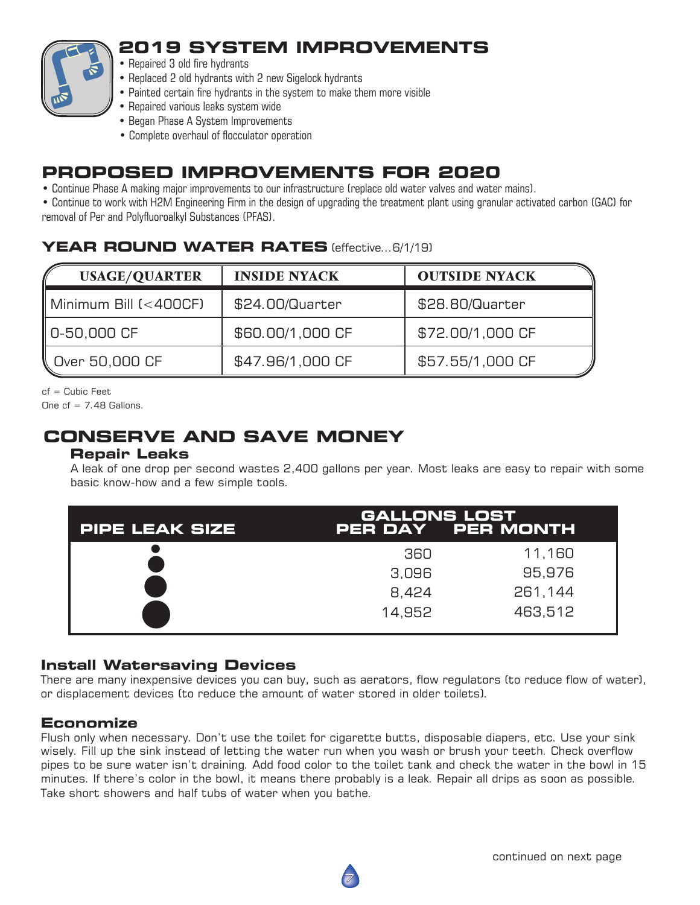## 2019 SYSTEM IMPROVEMENTS

- Repaired 3 old fire hydrants
- Replaced 2 old hydrants with 2 new Sigelock hydrants
- Painted certain fire hydrants in the system to make them more visible
- Repaired various leaks system wide
- Began Phase A System Improvements
- Complete overhaul of flocculator operation

## PROPOSED IMPROVEMENTS FOR 2020

- Continue Phase A making major improvements to our infrastructure (replace old water valves and water mains).
- Continue to work with H2M Engineering Firm in the design of upgrading the treatment plant using granular activated carbon (GAC) for removal of Per and Polyfluoroalkyl Substances (PFAS).

## YEAR ROUND WATER RATES (effective...6/1/19)

| USAGE/QUARTER | INSIDE NYACK | OUTSIDE NYACK |
|---|---|---|
| Minimum Bill (<400CF) | $24.00/Quarter | $28.80/Quarter |
| 0-50,000 CF | $60.00/1,000 CF | $72.00/1,000 CF |
| Over 50,000 CF | $47.96/1,000 CF | $57.55/1,000 CF |

cf = Cubic Feet
One cf = 7.48 Gallons.

## CONSERVE AND SAVE MONEY

### Repair Leaks

A leak of one drop per second wastes 2,400 gallons per year. Most leaks are easy to repair with some basic know-how and a few simple tools.

| PIPE LEAK SIZE | GALLONS LOST PER DAY | GALLONS LOST PER MONTH |
|---|---|---|
| ● (smallest) | 360 | 11,160 |
| ● | 3,096 | 95,976 |
| ● | 8,424 | 261,144 |
| ● (largest) | 14,952 | 463,512 |

### Install Watersaving Devices

There are many inexpensive devices you can buy, such as aerators, flow regulators (to reduce flow of water), or displacement devices (to reduce the amount of water stored in older toilets).

### Economize

Flush only when necessary. Don't use the toilet for cigarette butts, disposable diapers, etc. Use your sink wisely. Fill up the sink instead of letting the water run when you wash or brush your teeth. Check overflow pipes to be sure water isn't draining. Add food color to the toilet tank and check the water in the bowl in 15 minutes. If there's color in the bowl, it means there probably is a leak. Repair all drips as soon as possible. Take short showers and half tubs of water when you bathe.

continued on next page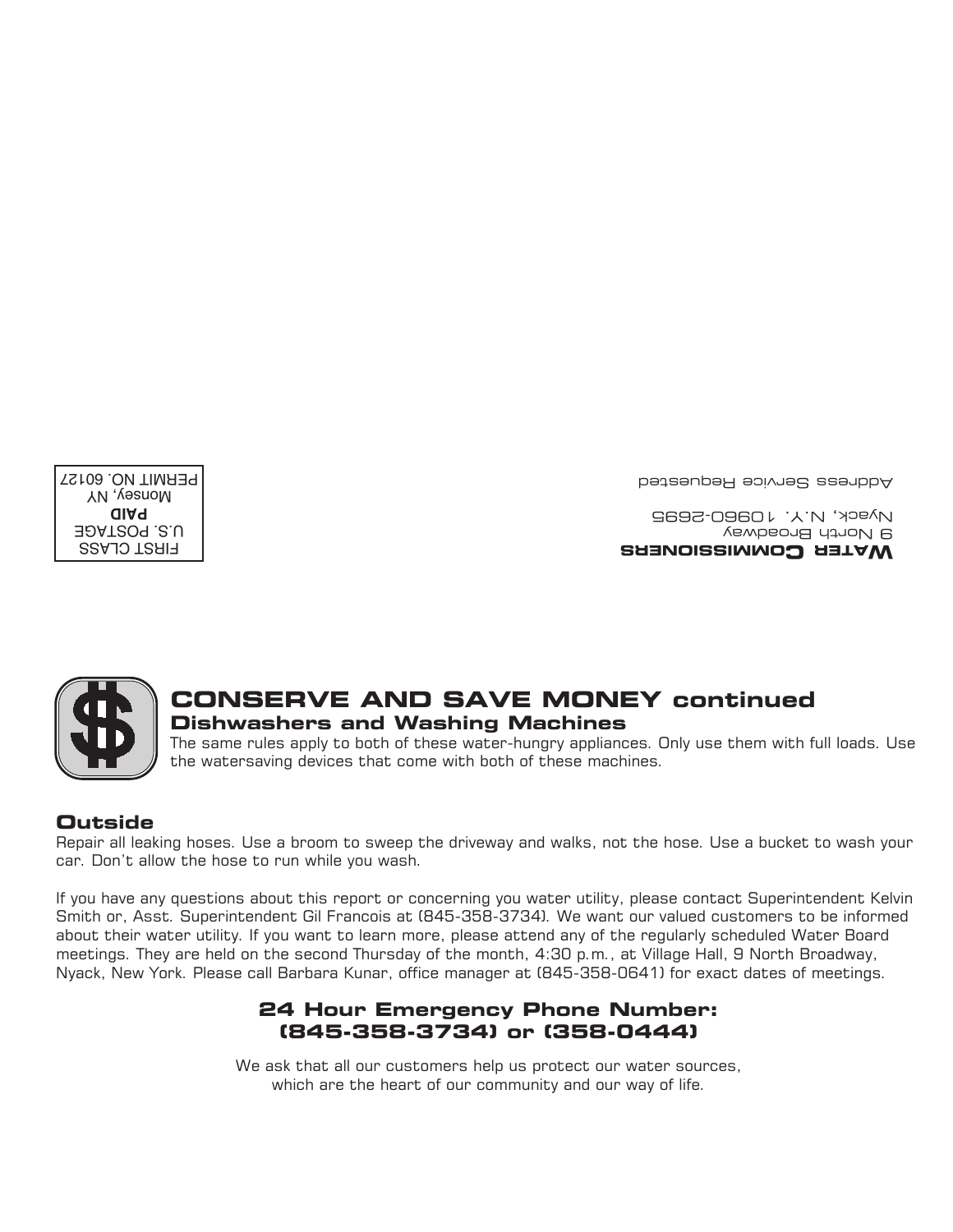**Water Commissioners**
9 North Broadway
Nyack, N.Y. 10960-2695

Address Service Requested

FIRST CLASS
U.S. POSTAGE
**PAID**
Monsey, NY
PERMIT NO. 60127

## CONSERVE AND SAVE MONEY continued

### Dishwashers and Washing Machines

The same rules apply to both of these water-hungry appliances. Only use them with full loads. Use the watersaving devices that come with both of these machines.

### Outside

Repair all leaking hoses. Use a broom to sweep the driveway and walks, not the hose. Use a bucket to wash your car. Don't allow the hose to run while you wash.

If you have any questions about this report or concerning you water utility, please contact Superintendent Kelvin Smith or, Asst. Superintendent Gil Francois at (845-358-3734). We want our valued customers to be informed about their water utility. If you want to learn more, please attend any of the regularly scheduled Water Board meetings. They are held on the second Thursday of the month, 4:30 p.m., at Village Hall, 9 North Broadway, Nyack, New York. Please call Barbara Kunar, office manager at (845-358-0641) for exact dates of meetings.

**24 Hour Emergency Phone Number:**
**(845-358-3734) or (358-0444)**

We ask that all our customers help us protect our water sources, which are the heart of our community and our way of life.